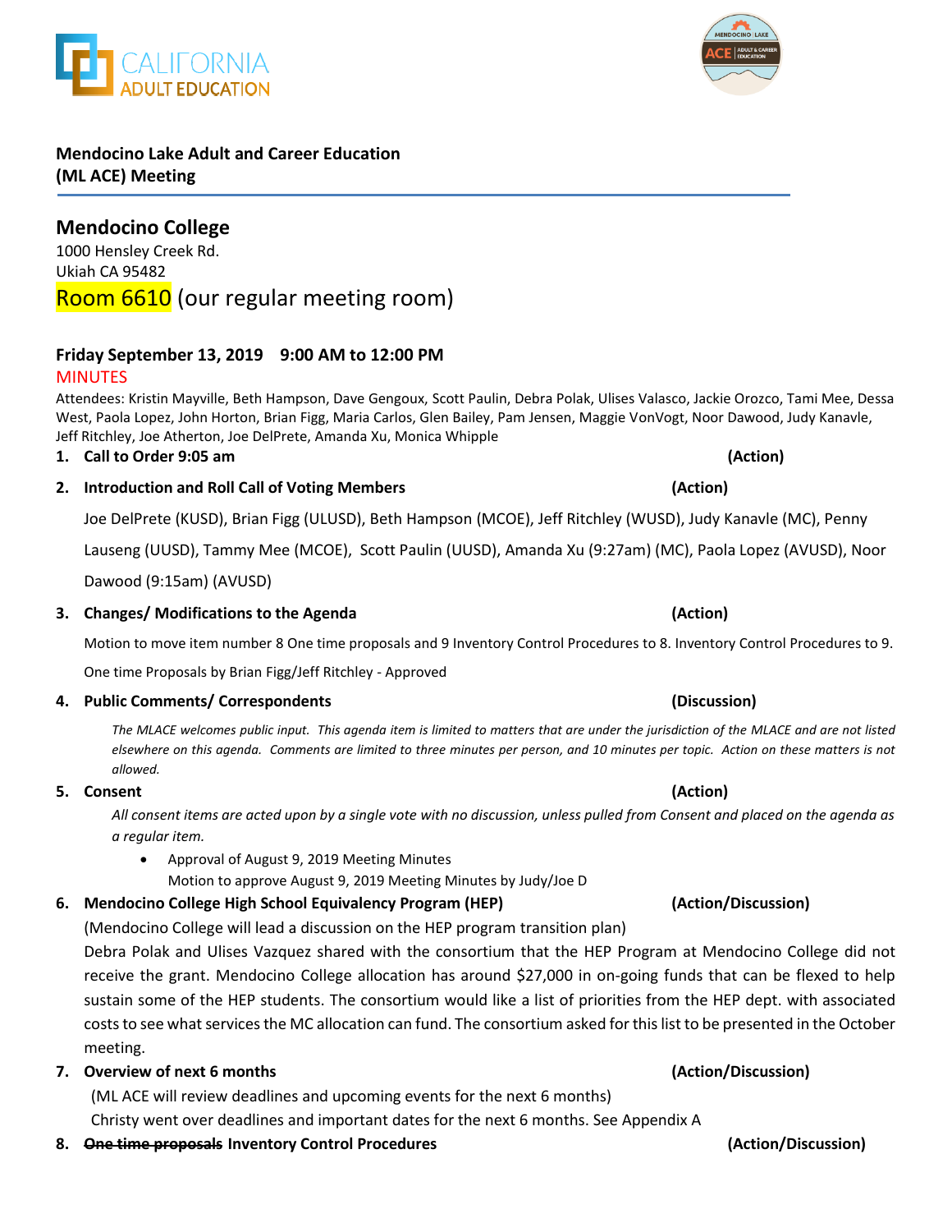**Mendocino Lake Adult and Career Education (ML ACE) Meeting**

## Mendocino College

1000 Hensley Creek Rd.
Ukiah CA 95482
Room 6610 (our regular meeting room)

### Friday September 13, 2019 9:00 AM to 12:00 PM

MINUTES

Attendees: Kristin Mayville, Beth Hampson, Dave Gengoux, Scott Paulin, Debra Polak, Ulises Valasco, Jackie Orozco, Tami Mee, Dessa West, Paola Lopez, John Horton, Brian Figg, Maria Carlos, Glen Bailey, Pam Jensen, Maggie VonVogt, Noor Dawood, Judy Kanavle, Jeff Ritchley, Joe Atherton, Joe DelPrete, Amanda Xu, Monica Whipple

1. **Call to Order 9:05 am** **(Action)**

2. **Introduction and Roll Call of Voting Members** **(Action)**

   Joe DelPrete (KUSD), Brian Figg (ULUSD), Beth Hampson (MCOE), Jeff Ritchley (WUSD), Judy Kanavle (MC), Penny Lauseng (UUSD), Tammy Mee (MCOE), Scott Paulin (UUSD), Amanda Xu (9:27am) (MC), Paola Lopez (AVUSD), Noor Dawood (9:15am) (AVUSD)

3. **Changes/ Modifications to the Agenda** **(Action)**

   Motion to move item number 8 One time proposals and 9 Inventory Control Procedures to 8. Inventory Control Procedures to 9. One time Proposals by Brian Figg/Jeff Ritchley - Approved

4. **Public Comments/ Correspondents** **(Discussion)**

   *The MLACE welcomes public input. This agenda item is limited to matters that are under the jurisdiction of the MLACE and are not listed elsewhere on this agenda. Comments are limited to three minutes per person, and 10 minutes per topic. Action on these matters is not allowed.*

5. **Consent** **(Action)**

   *All consent items are acted upon by a single vote with no discussion, unless pulled from Consent and placed on the agenda as a regular item.*

   - Approval of August 9, 2019 Meeting Minutes
     Motion to approve August 9, 2019 Meeting Minutes by Judy/Joe D

6. **Mendocino College High School Equivalency Program (HEP)** **(Action/Discussion)**

   (Mendocino College will lead a discussion on the HEP program transition plan)

   Debra Polak and Ulises Vazquez shared with the consortium that the HEP Program at Mendocino College did not receive the grant. Mendocino College allocation has around $27,000 in on-going funds that can be flexed to help sustain some of the HEP students. The consortium would like a list of priorities from the HEP dept. with associated costs to see what services the MC allocation can fund. The consortium asked for this list to be presented in the October meeting.

7. **Overview of next 6 months** **(Action/Discussion)**

   (ML ACE will review deadlines and upcoming events for the next 6 months)

   Christy went over deadlines and important dates for the next 6 months. See Appendix A

8. **~~One time proposals~~ Inventory Control Procedures** **(Action/Discussion)**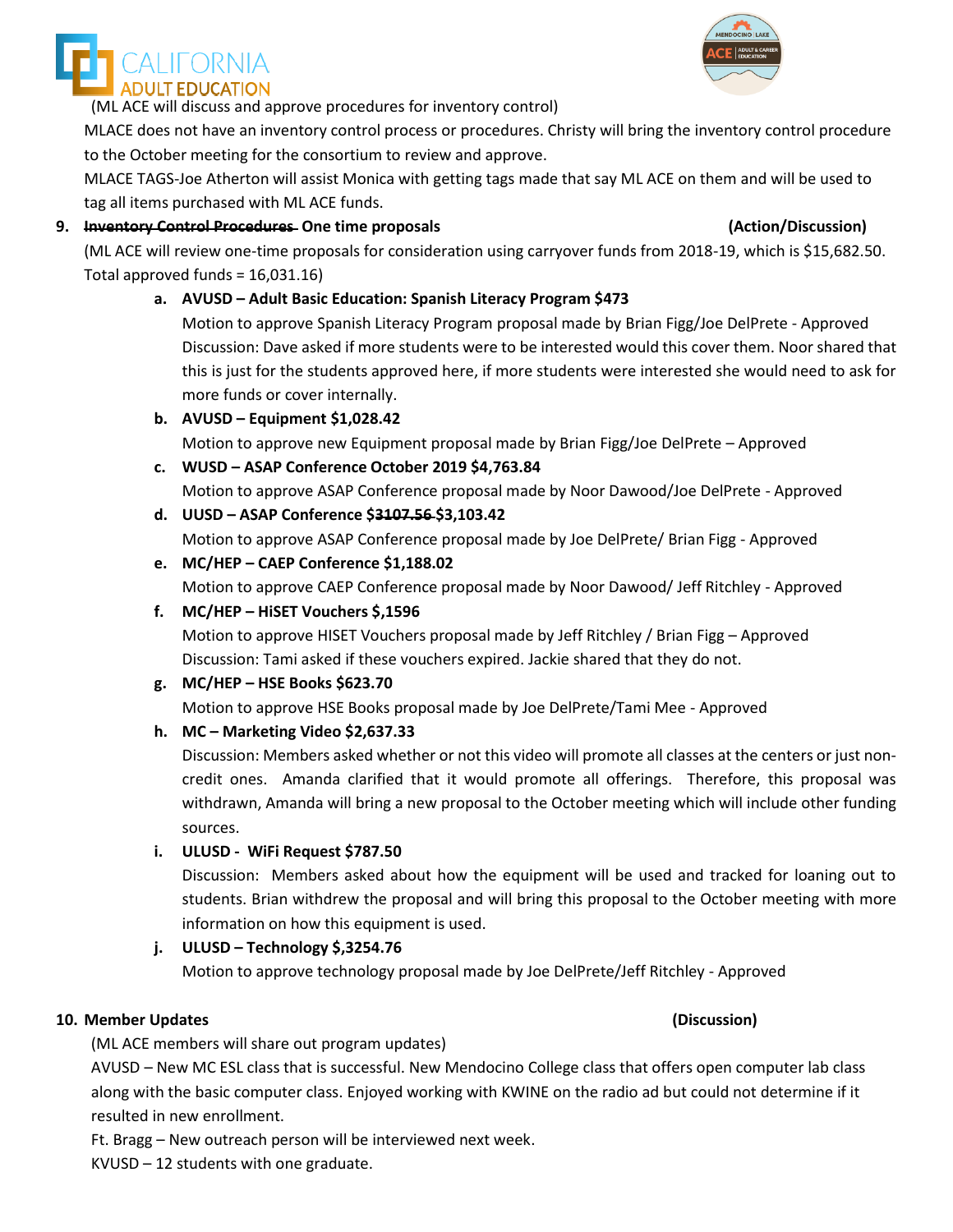(ML ACE will discuss and approve procedures for inventory control)

MLACE does not have an inventory control process or procedures. Christy will bring the inventory control procedure to the October meeting for the consortium to review and approve.

MLACE TAGS-Joe Atherton will assist Monica with getting tags made that say ML ACE on them and will be used to tag all items purchased with ML ACE funds.

**9. ~~Inventory Control Procedures~~ One time proposals (Action/Discussion)**

(ML ACE will review one-time proposals for consideration using carryover funds from 2018-19, which is $15,682.50. Total approved funds = 16,031.16)

a. **AVUSD – Adult Basic Education: Spanish Literacy Program $473**
   Motion to approve Spanish Literacy Program proposal made by Brian Figg/Joe DelPrete - Approved
   Discussion: Dave asked if more students were to be interested would this cover them. Noor shared that this is just for the students approved here, if more students were interested she would need to ask for more funds or cover internally.

b. **AVUSD – Equipment $1,028.42**
   Motion to approve new Equipment proposal made by Brian Figg/Joe DelPrete – Approved

c. **WUSD – ASAP Conference October 2019 $4,763.84**
   Motion to approve ASAP Conference proposal made by Noor Dawood/Joe DelPrete - Approved

d. **UUSD – ASAP Conference ~~$3107.56~~ $3,103.42**
   Motion to approve ASAP Conference proposal made by Joe DelPrete/ Brian Figg - Approved

e. **MC/HEP – CAEP Conference $1,188.02**
   Motion to approve CAEP Conference proposal made by Noor Dawood/ Jeff Ritchley - Approved

f. **MC/HEP – HiSET Vouchers $,1596**
   Motion to approve HISET Vouchers proposal made by Jeff Ritchley / Brian Figg – Approved
   Discussion: Tami asked if these vouchers expired. Jackie shared that they do not.

g. **MC/HEP – HSE Books $623.70**
   Motion to approve HSE Books proposal made by Joe DelPrete/Tami Mee - Approved

h. **MC – Marketing Video $2,637.33**
   Discussion: Members asked whether or not this video will promote all classes at the centers or just non-credit ones. Amanda clarified that it would promote all offerings. Therefore, this proposal was withdrawn, Amanda will bring a new proposal to the October meeting which will include other funding sources.

i. **ULUSD - WiFi Request $787.50**
   Discussion: Members asked about how the equipment will be used and tracked for loaning out to students. Brian withdrew the proposal and will bring this proposal to the October meeting with more information on how this equipment is used.

j. **ULUSD – Technology $,3254.76**
   Motion to approve technology proposal made by Joe DelPrete/Jeff Ritchley - Approved

**10. Member Updates (Discussion)**

(ML ACE members will share out program updates)

AVUSD – New MC ESL class that is successful. New Mendocino College class that offers open computer lab class along with the basic computer class. Enjoyed working with KWINE on the radio ad but could not determine if it resulted in new enrollment.

Ft. Bragg – New outreach person will be interviewed next week.

KVUSD – 12 students with one graduate.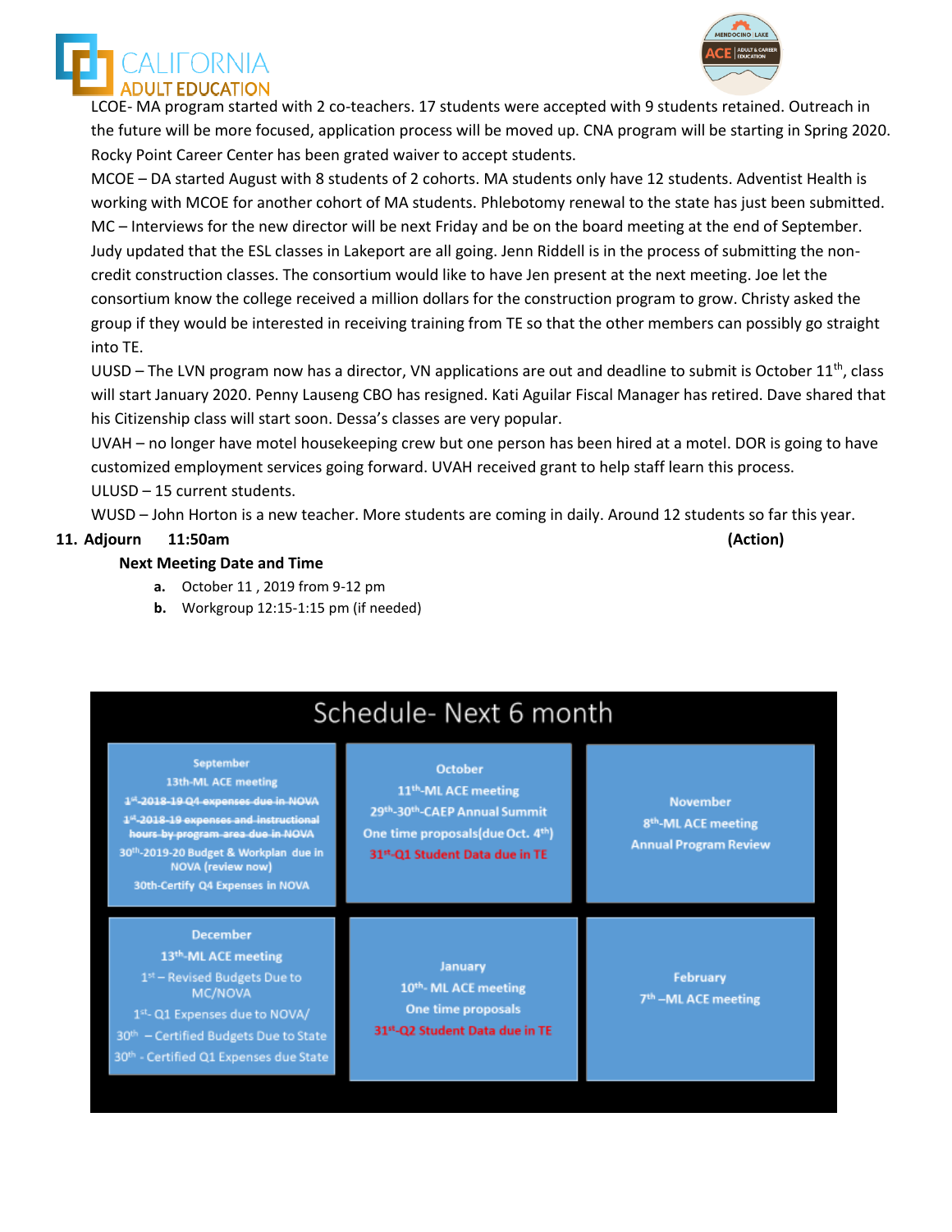LCOE- MA program started with 2 co-teachers. 17 students were accepted with 9 students retained. Outreach in the future will be more focused, application process will be moved up. CNA program will be starting in Spring 2020. Rocky Point Career Center has been grated waiver to accept students.

MCOE – DA started August with 8 students of 2 cohorts. MA students only have 12 students. Adventist Health is working with MCOE for another cohort of MA students. Phlebotomy renewal to the state has just been submitted.

MC – Interviews for the new director will be next Friday and be on the board meeting at the end of September. Judy updated that the ESL classes in Lakeport are all going. Jenn Riddell is in the process of submitting the non-credit construction classes. The consortium would like to have Jen present at the next meeting. Joe let the consortium know the college received a million dollars for the construction program to grow. Christy asked the group if they would be interested in receiving training from TE so that the other members can possibly go straight into TE.

UUSD – The LVN program now has a director, VN applications are out and deadline to submit is October 11th, class will start January 2020. Penny Lauseng CBO has resigned. Kati Aguilar Fiscal Manager has retired. Dave shared that his Citizenship class will start soon. Dessa's classes are very popular.

UVAH – no longer have motel housekeeping crew but one person has been hired at a motel. DOR is going to have customized employment services going forward. UVAH received grant to help staff learn this process.

ULUSD – 15 current students.

WUSD – John Horton is a new teacher. More students are coming in daily. Around 12 students so far this year.

**11. Adjourn 11:50am (Action)**

**Next Meeting Date and Time**

a. October 11 , 2019 from 9-12 pm
b. Workgroup 12:15-1:15 pm (if needed)

## Schedule- Next 6 month

| | | |
|---|---|---|
| **September**<br>13th-ML ACE meeting<br>~~1st-2018-19 Q4 expenses due in NOVA~~<br>~~1st-2018-19 expenses and instructional hours by program area due in NOVA~~<br>30th-2019-20 Budget & Workplan due in NOVA (review now)<br>30th-Certify Q4 Expenses in NOVA | **October**<br>11th-ML ACE meeting<br>29th-30th-CAEP Annual Summit<br>One time proposals(due Oct. 4th)<br>31st-Q1 Student Data due in TE | **November**<br>8th-ML ACE meeting<br>Annual Program Review |
| **December**<br>13th-ML ACE meeting<br>1st – Revised Budgets Due to MC/NOVA<br>1st- Q1 Expenses due to NOVA/<br>30th – Certified Budgets Due to State<br>30th - Certified Q1 Expenses due State | **January**<br>10th- ML ACE meeting<br>One time proposals<br>31st-Q2 Student Data due in TE | **February**<br>7th –ML ACE meeting |